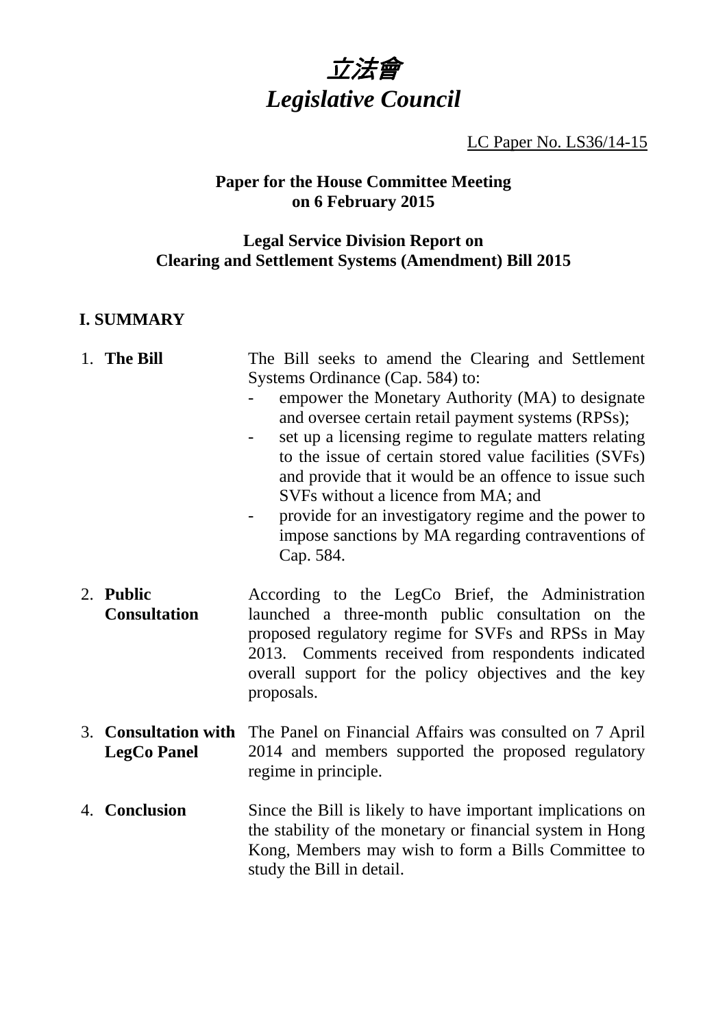# *立法會*
# *Legislative Council*

LC Paper No. LS36/14-15

**Paper for the House Committee Meeting on 6 February 2015**

**Legal Service Division Report on Clearing and Settlement Systems (Amendment) Bill 2015**

## I. SUMMARY

| | |
|---|---|
| 1. **The Bill** | The Bill seeks to amend the Clearing and Settlement Systems Ordinance (Cap. 584) to:<br>- empower the Monetary Authority (MA) to designate and oversee certain retail payment systems (RPSs);<br>- set up a licensing regime to regulate matters relating to the issue of certain stored value facilities (SVFs) and provide that it would be an offence to issue such SVFs without a licence from MA; and<br>- provide for an investigatory regime and the power to impose sanctions by MA regarding contraventions of Cap. 584. |
| 2. **Public Consultation** | According to the LegCo Brief, the Administration launched a three-month public consultation on the proposed regulatory regime for SVFs and RPSs in May 2013. Comments received from respondents indicated overall support for the policy objectives and the key proposals. |
| 3. **Consultation with LegCo Panel** | The Panel on Financial Affairs was consulted on 7 April 2014 and members supported the proposed regulatory regime in principle. |
| 4. **Conclusion** | Since the Bill is likely to have important implications on the stability of the monetary or financial system in Hong Kong, Members may wish to form a Bills Committee to study the Bill in detail. |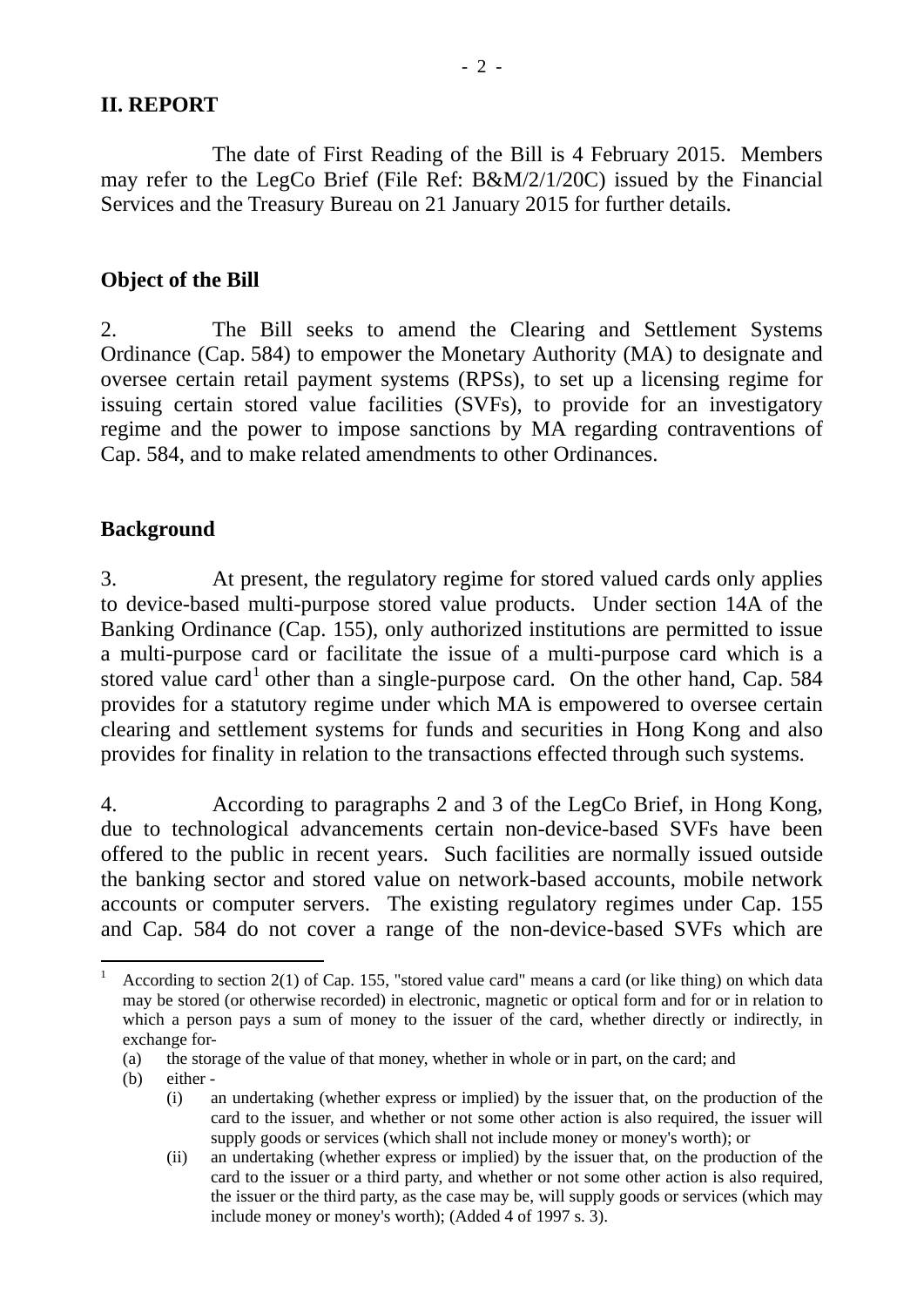## II. REPORT

The date of First Reading of the Bill is 4 February 2015. Members may refer to the LegCo Brief (File Ref: B&M/2/1/20C) issued by the Financial Services and the Treasury Bureau on 21 January 2015 for further details.

### Object of the Bill

2. The Bill seeks to amend the Clearing and Settlement Systems Ordinance (Cap. 584) to empower the Monetary Authority (MA) to designate and oversee certain retail payment systems (RPSs), to set up a licensing regime for issuing certain stored value facilities (SVFs), to provide for an investigatory regime and the power to impose sanctions by MA regarding contraventions of Cap. 584, and to make related amendments to other Ordinances.

### Background

3. At present, the regulatory regime for stored valued cards only applies to device-based multi-purpose stored value products. Under section 14A of the Banking Ordinance (Cap. 155), only authorized institutions are permitted to issue a multi-purpose card or facilitate the issue of a multi-purpose card which is a stored value card[1] other than a single-purpose card. On the other hand, Cap. 584 provides for a statutory regime under which MA is empowered to oversee certain clearing and settlement systems for funds and securities in Hong Kong and also provides for finality in relation to the transactions effected through such systems.

4. According to paragraphs 2 and 3 of the LegCo Brief, in Hong Kong, due to technological advancements certain non-device-based SVFs have been offered to the public in recent years. Such facilities are normally issued outside the banking sector and stored value on network-based accounts, mobile network accounts or computer servers. The existing regulatory regimes under Cap. 155 and Cap. 584 do not cover a range of the non-device-based SVFs which are

---

[1] According to section 2(1) of Cap. 155, "stored value card" means a card (or like thing) on which data may be stored (or otherwise recorded) in electronic, magnetic or optical form and for or in relation to which a person pays a sum of money to the issuer of the card, whether directly or indirectly, in exchange for-

(a) the storage of the value of that money, whether in whole or in part, on the card; and

(b) either -

(i) an undertaking (whether express or implied) by the issuer that, on the production of the card to the issuer, and whether or not some other action is also required, the issuer will supply goods or services (which shall not include money or money's worth); or

(ii) an undertaking (whether express or implied) by the issuer that, on the production of the card to the issuer or a third party, and whether or not some other action is also required, the issuer or the third party, as the case may be, will supply goods or services (which may include money or money's worth); (Added 4 of 1997 s. 3).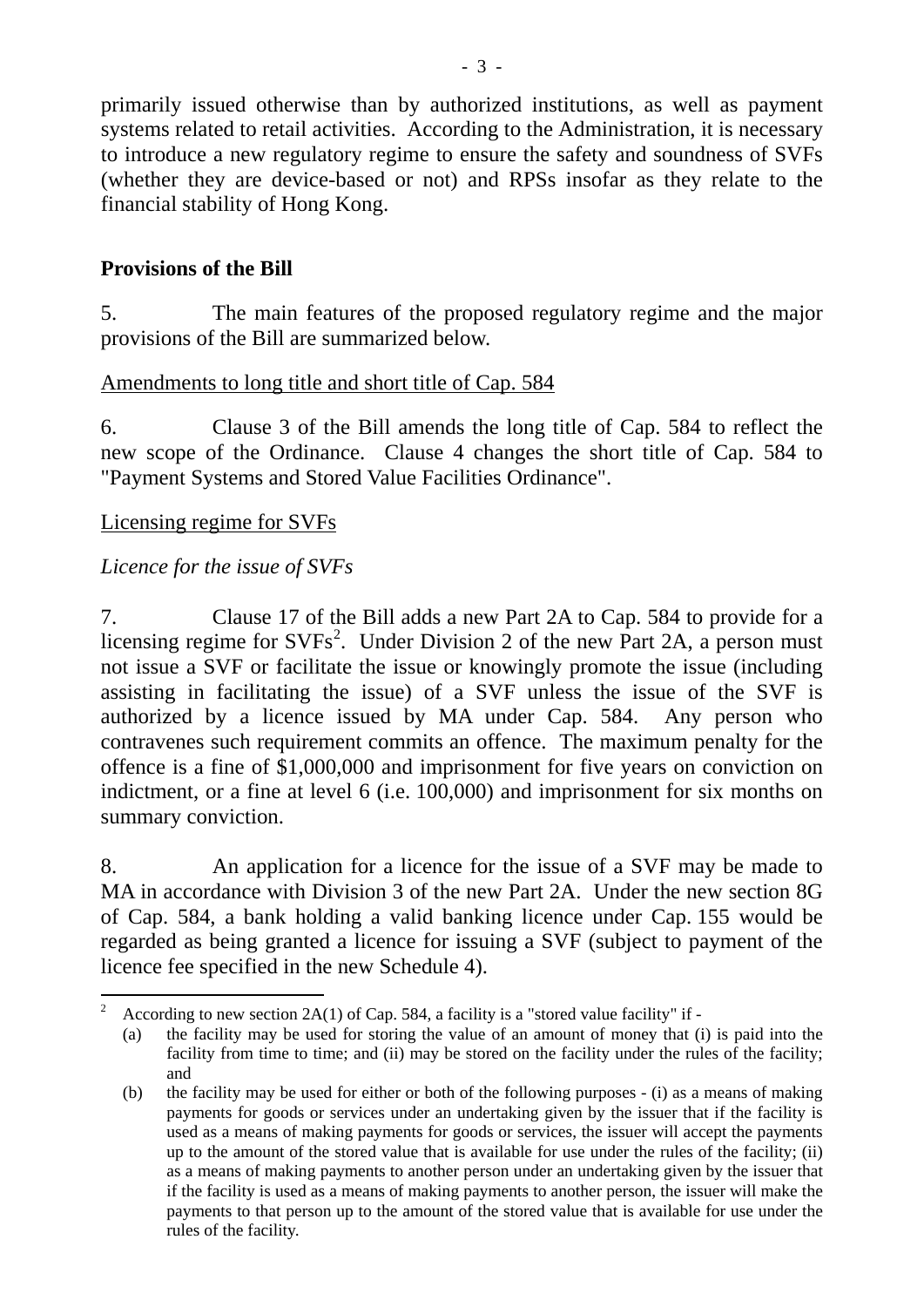primarily issued otherwise than by authorized institutions, as well as payment systems related to retail activities. According to the Administration, it is necessary to introduce a new regulatory regime to ensure the safety and soundness of SVFs (whether they are device-based or not) and RPSs insofar as they relate to the financial stability of Hong Kong.

**Provisions of the Bill**

5. The main features of the proposed regulatory regime and the major provisions of the Bill are summarized below.

Amendments to long title and short title of Cap. 584

6. Clause 3 of the Bill amends the long title of Cap. 584 to reflect the new scope of the Ordinance. Clause 4 changes the short title of Cap. 584 to "Payment Systems and Stored Value Facilities Ordinance".

Licensing regime for SVFs

*Licence for the issue of SVFs*

7. Clause 17 of the Bill adds a new Part 2A to Cap. 584 to provide for a licensing regime for SVFs[2]. Under Division 2 of the new Part 2A, a person must not issue a SVF or facilitate the issue or knowingly promote the issue (including assisting in facilitating the issue) of a SVF unless the issue of the SVF is authorized by a licence issued by MA under Cap. 584. Any person who contravenes such requirement commits an offence. The maximum penalty for the offence is a fine of $1,000,000 and imprisonment for five years on conviction on indictment, or a fine at level 6 (i.e. 100,000) and imprisonment for six months on summary conviction.

8. An application for a licence for the issue of a SVF may be made to MA in accordance with Division 3 of the new Part 2A. Under the new section 8G of Cap. 584, a bank holding a valid banking licence under Cap. 155 would be regarded as being granted a licence for issuing a SVF (subject to payment of the licence fee specified in the new Schedule 4).

---

[2] According to new section 2A(1) of Cap. 584, a facility is a "stored value facility" if -

(a) the facility may be used for storing the value of an amount of money that (i) is paid into the facility from time to time; and (ii) may be stored on the facility under the rules of the facility; and

(b) the facility may be used for either or both of the following purposes - (i) as a means of making payments for goods or services under an undertaking given by the issuer that if the facility is used as a means of making payments for goods or services, the issuer will accept the payments up to the amount of the stored value that is available for use under the rules of the facility; (ii) as a means of making payments to another person under an undertaking given by the issuer that if the facility is used as a means of making payments to another person, the issuer will make the payments to that person up to the amount of the stored value that is available for use under the rules of the facility.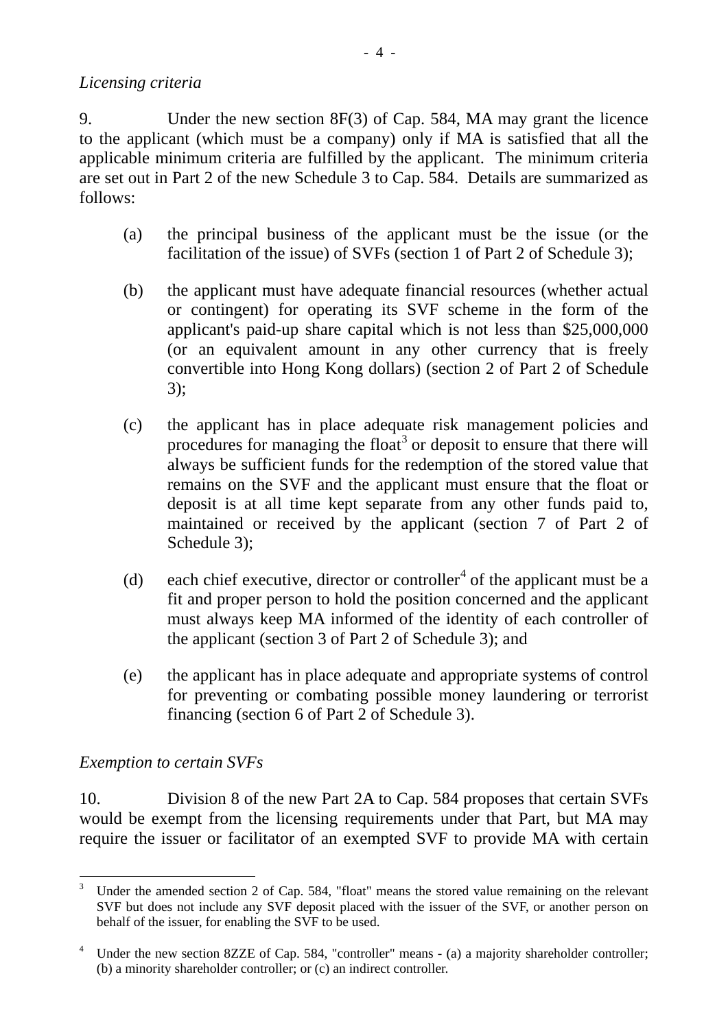*Licensing criteria*

9. Under the new section 8F(3) of Cap. 584, MA may grant the licence to the applicant (which must be a company) only if MA is satisfied that all the applicable minimum criteria are fulfilled by the applicant. The minimum criteria are set out in Part 2 of the new Schedule 3 to Cap. 584. Details are summarized as follows:

(a) the principal business of the applicant must be the issue (or the facilitation of the issue) of SVFs (section 1 of Part 2 of Schedule 3);

(b) the applicant must have adequate financial resources (whether actual or contingent) for operating its SVF scheme in the form of the applicant's paid-up share capital which is not less than $25,000,000 (or an equivalent amount in any other currency that is freely convertible into Hong Kong dollars) (section 2 of Part 2 of Schedule 3);

(c) the applicant has in place adequate risk management policies and procedures for managing the float[3] or deposit to ensure that there will always be sufficient funds for the redemption of the stored value that remains on the SVF and the applicant must ensure that the float or deposit is at all time kept separate from any other funds paid to, maintained or received by the applicant (section 7 of Part 2 of Schedule 3);

(d) each chief executive, director or controller[4] of the applicant must be a fit and proper person to hold the position concerned and the applicant must always keep MA informed of the identity of each controller of the applicant (section 3 of Part 2 of Schedule 3); and

(e) the applicant has in place adequate and appropriate systems of control for preventing or combating possible money laundering or terrorist financing (section 6 of Part 2 of Schedule 3).

*Exemption to certain SVFs*

10. Division 8 of the new Part 2A to Cap. 584 proposes that certain SVFs would be exempt from the licensing requirements under that Part, but MA may require the issuer or facilitator of an exempted SVF to provide MA with certain

---

[3] Under the amended section 2 of Cap. 584, "float" means the stored value remaining on the relevant SVF but does not include any SVF deposit placed with the issuer of the SVF, or another person on behalf of the issuer, for enabling the SVF to be used.

[4] Under the new section 8ZZE of Cap. 584, "controller" means - (a) a majority shareholder controller; (b) a minority shareholder controller; or (c) an indirect controller.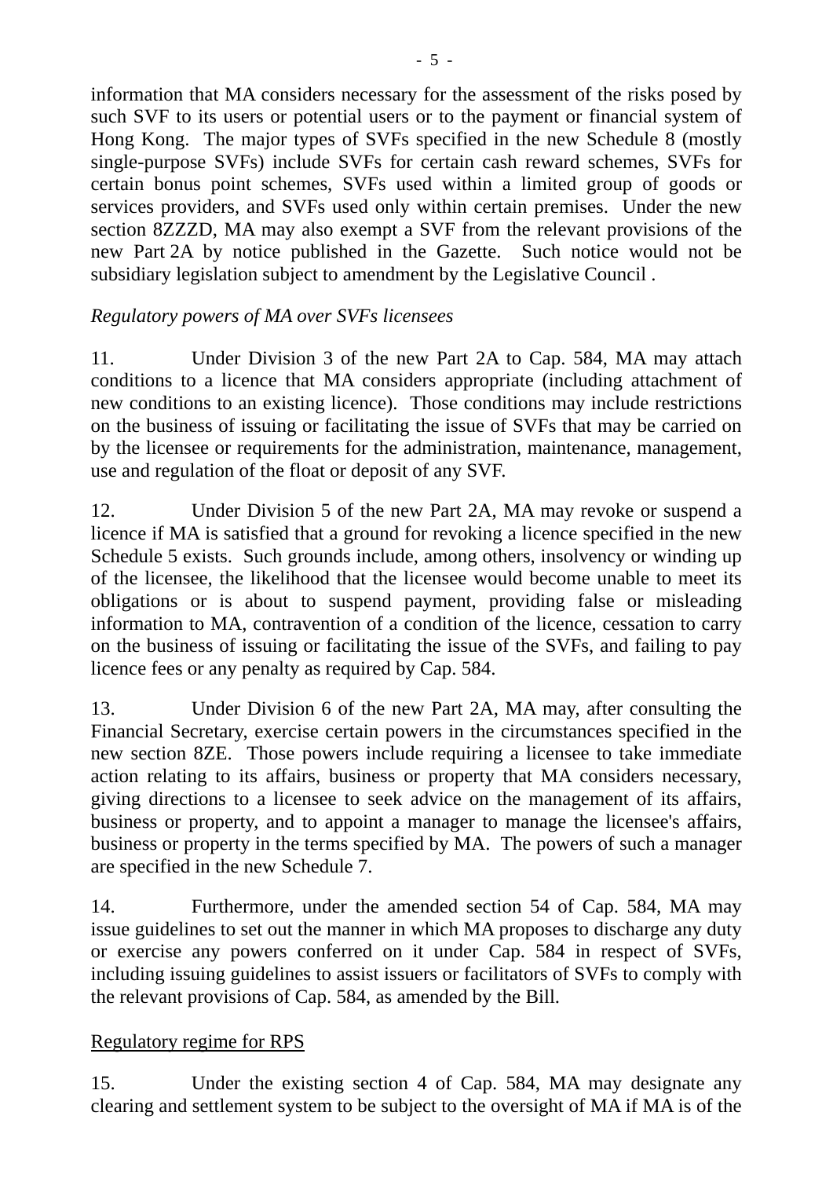information that MA considers necessary for the assessment of the risks posed by such SVF to its users or potential users or to the payment or financial system of Hong Kong. The major types of SVFs specified in the new Schedule 8 (mostly single-purpose SVFs) include SVFs for certain cash reward schemes, SVFs for certain bonus point schemes, SVFs used within a limited group of goods or services providers, and SVFs used only within certain premises. Under the new section 8ZZZD, MA may also exempt a SVF from the relevant provisions of the new Part 2A by notice published in the Gazette. Such notice would not be subsidiary legislation subject to amendment by the Legislative Council .

*Regulatory powers of MA over SVFs licensees*

11. Under Division 3 of the new Part 2A to Cap. 584, MA may attach conditions to a licence that MA considers appropriate (including attachment of new conditions to an existing licence). Those conditions may include restrictions on the business of issuing or facilitating the issue of SVFs that may be carried on by the licensee or requirements for the administration, maintenance, management, use and regulation of the float or deposit of any SVF.

12. Under Division 5 of the new Part 2A, MA may revoke or suspend a licence if MA is satisfied that a ground for revoking a licence specified in the new Schedule 5 exists. Such grounds include, among others, insolvency or winding up of the licensee, the likelihood that the licensee would become unable to meet its obligations or is about to suspend payment, providing false or misleading information to MA, contravention of a condition of the licence, cessation to carry on the business of issuing or facilitating the issue of the SVFs, and failing to pay licence fees or any penalty as required by Cap. 584.

13. Under Division 6 of the new Part 2A, MA may, after consulting the Financial Secretary, exercise certain powers in the circumstances specified in the new section 8ZE. Those powers include requiring a licensee to take immediate action relating to its affairs, business or property that MA considers necessary, giving directions to a licensee to seek advice on the management of its affairs, business or property, and to appoint a manager to manage the licensee's affairs, business or property in the terms specified by MA. The powers of such a manager are specified in the new Schedule 7.

14. Furthermore, under the amended section 54 of Cap. 584, MA may issue guidelines to set out the manner in which MA proposes to discharge any duty or exercise any powers conferred on it under Cap. 584 in respect of SVFs, including issuing guidelines to assist issuers or facilitators of SVFs to comply with the relevant provisions of Cap. 584, as amended by the Bill.

<u>Regulatory regime for RPS</u>

15. Under the existing section 4 of Cap. 584, MA may designate any clearing and settlement system to be subject to the oversight of MA if MA is of the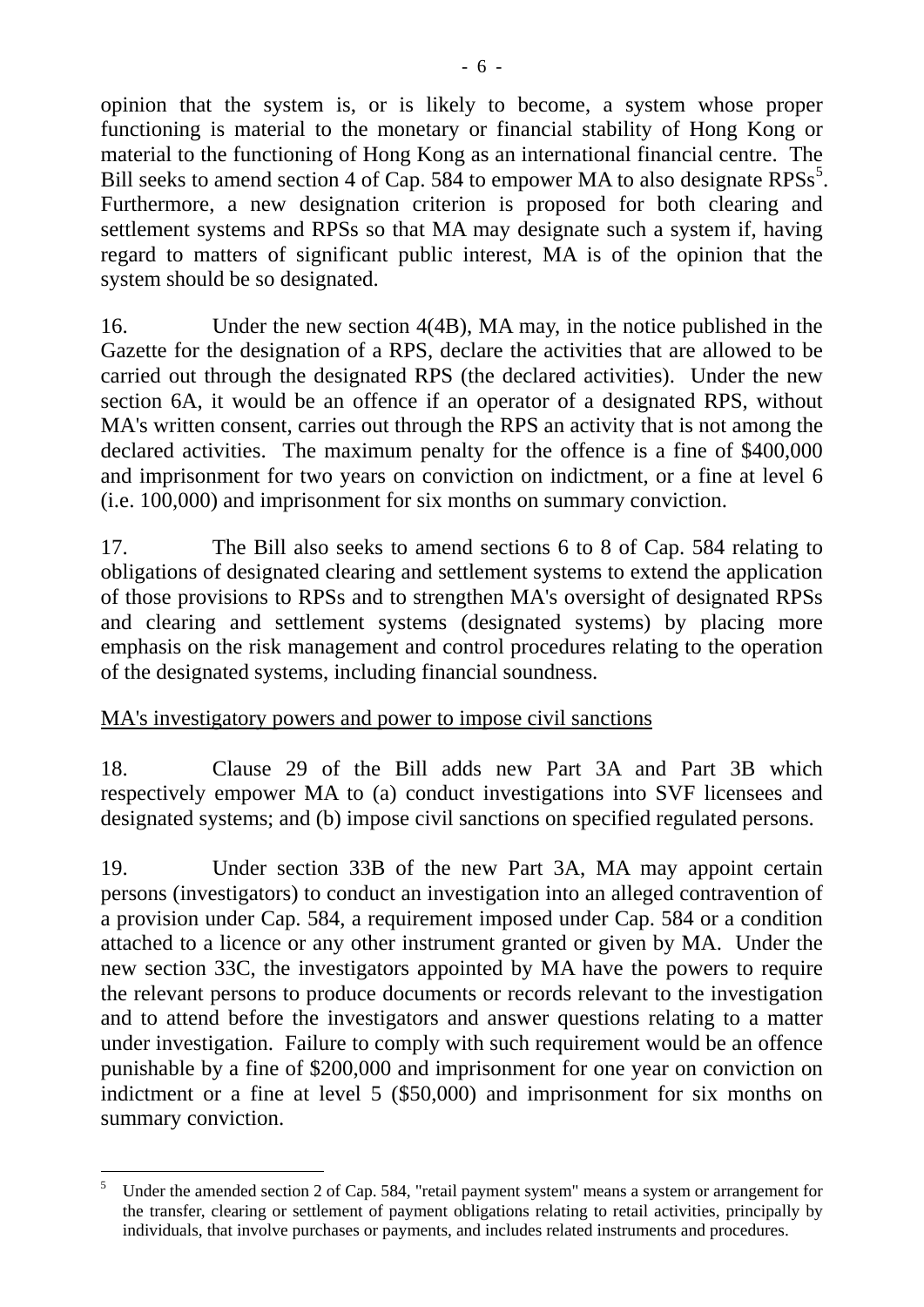opinion that the system is, or is likely to become, a system whose proper functioning is material to the monetary or financial stability of Hong Kong or material to the functioning of Hong Kong as an international financial centre. The Bill seeks to amend section 4 of Cap. 584 to empower MA to also designate RPSs[5]. Furthermore, a new designation criterion is proposed for both clearing and settlement systems and RPSs so that MA may designate such a system if, having regard to matters of significant public interest, MA is of the opinion that the system should be so designated.

16. Under the new section 4(4B), MA may, in the notice published in the Gazette for the designation of a RPS, declare the activities that are allowed to be carried out through the designated RPS (the declared activities). Under the new section 6A, it would be an offence if an operator of a designated RPS, without MA's written consent, carries out through the RPS an activity that is not among the declared activities. The maximum penalty for the offence is a fine of $400,000 and imprisonment for two years on conviction on indictment, or a fine at level 6 (i.e. 100,000) and imprisonment for six months on summary conviction.

17. The Bill also seeks to amend sections 6 to 8 of Cap. 584 relating to obligations of designated clearing and settlement systems to extend the application of those provisions to RPSs and to strengthen MA's oversight of designated RPSs and clearing and settlement systems (designated systems) by placing more emphasis on the risk management and control procedures relating to the operation of the designated systems, including financial soundness.

<u>MA's investigatory powers and power to impose civil sanctions</u>

18. Clause 29 of the Bill adds new Part 3A and Part 3B which respectively empower MA to (a) conduct investigations into SVF licensees and designated systems; and (b) impose civil sanctions on specified regulated persons.

19. Under section 33B of the new Part 3A, MA may appoint certain persons (investigators) to conduct an investigation into an alleged contravention of a provision under Cap. 584, a requirement imposed under Cap. 584 or a condition attached to a licence or any other instrument granted or given by MA. Under the new section 33C, the investigators appointed by MA have the powers to require the relevant persons to produce documents or records relevant to the investigation and to attend before the investigators and answer questions relating to a matter under investigation. Failure to comply with such requirement would be an offence punishable by a fine of $200,000 and imprisonment for one year on conviction on indictment or a fine at level 5 ($50,000) and imprisonment for six months on summary conviction.

---

[5] Under the amended section 2 of Cap. 584, "retail payment system" means a system or arrangement for the transfer, clearing or settlement of payment obligations relating to retail activities, principally by individuals, that involve purchases or payments, and includes related instruments and procedures.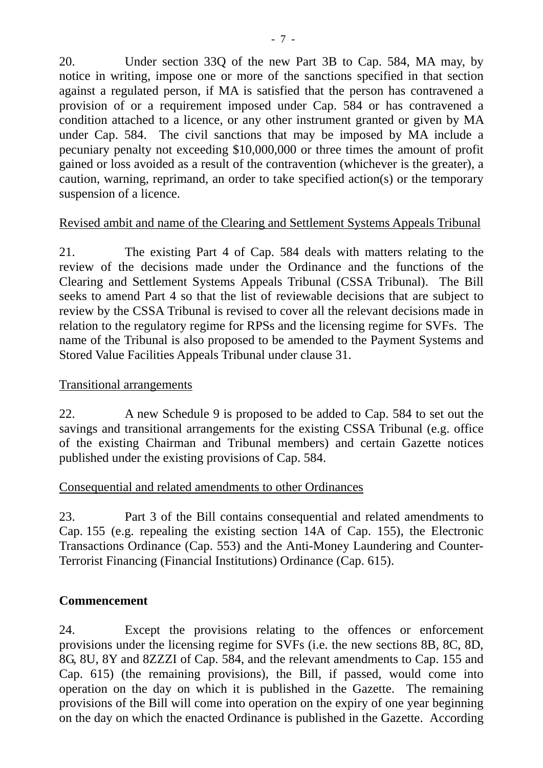20. Under section 33Q of the new Part 3B to Cap. 584, MA may, by notice in writing, impose one or more of the sanctions specified in that section against a regulated person, if MA is satisfied that the person has contravened a provision of or a requirement imposed under Cap. 584 or has contravened a condition attached to a licence, or any other instrument granted or given by MA under Cap. 584. The civil sanctions that may be imposed by MA include a pecuniary penalty not exceeding $10,000,000 or three times the amount of profit gained or loss avoided as a result of the contravention (whichever is the greater), a caution, warning, reprimand, an order to take specified action(s) or the temporary suspension of a licence.

<u>Revised ambit and name of the Clearing and Settlement Systems Appeals Tribunal</u>

21. The existing Part 4 of Cap. 584 deals with matters relating to the review of the decisions made under the Ordinance and the functions of the Clearing and Settlement Systems Appeals Tribunal (CSSA Tribunal). The Bill seeks to amend Part 4 so that the list of reviewable decisions that are subject to review by the CSSA Tribunal is revised to cover all the relevant decisions made in relation to the regulatory regime for RPSs and the licensing regime for SVFs. The name of the Tribunal is also proposed to be amended to the Payment Systems and Stored Value Facilities Appeals Tribunal under clause 31.

<u>Transitional arrangements</u>

22. A new Schedule 9 is proposed to be added to Cap. 584 to set out the savings and transitional arrangements for the existing CSSA Tribunal (e.g. office of the existing Chairman and Tribunal members) and certain Gazette notices published under the existing provisions of Cap. 584.

<u>Consequential and related amendments to other Ordinances</u>

23. Part 3 of the Bill contains consequential and related amendments to Cap. 155 (e.g. repealing the existing section 14A of Cap. 155), the Electronic Transactions Ordinance (Cap. 553) and the Anti-Money Laundering and Counter-Terrorist Financing (Financial Institutions) Ordinance (Cap. 615).

**Commencement**

24. Except the provisions relating to the offences or enforcement provisions under the licensing regime for SVFs (i.e. the new sections 8B, 8C, 8D, 8G, 8U, 8Y and 8ZZZI of Cap. 584, and the relevant amendments to Cap. 155 and Cap. 615) (the remaining provisions), the Bill, if passed, would come into operation on the day on which it is published in the Gazette. The remaining provisions of the Bill will come into operation on the expiry of one year beginning on the day on which the enacted Ordinance is published in the Gazette. According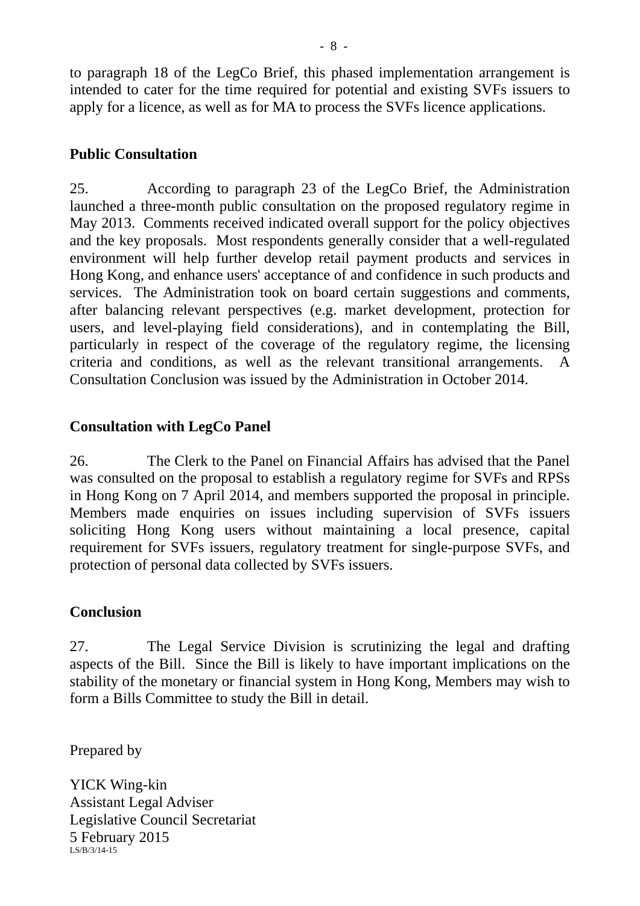to paragraph 18 of the LegCo Brief, this phased implementation arrangement is intended to cater for the time required for potential and existing SVFs issuers to apply for a licence, as well as for MA to process the SVFs licence applications.

**Public Consultation**

25. According to paragraph 23 of the LegCo Brief, the Administration launched a three-month public consultation on the proposed regulatory regime in May 2013. Comments received indicated overall support for the policy objectives and the key proposals. Most respondents generally consider that a well-regulated environment will help further develop retail payment products and services in Hong Kong, and enhance users' acceptance of and confidence in such products and services. The Administration took on board certain suggestions and comments, after balancing relevant perspectives (e.g. market development, protection for users, and level-playing field considerations), and in contemplating the Bill, particularly in respect of the coverage of the regulatory regime, the licensing criteria and conditions, as well as the relevant transitional arrangements. A Consultation Conclusion was issued by the Administration in October 2014.

**Consultation with LegCo Panel**

26. The Clerk to the Panel on Financial Affairs has advised that the Panel was consulted on the proposal to establish a regulatory regime for SVFs and RPSs in Hong Kong on 7 April 2014, and members supported the proposal in principle. Members made enquiries on issues including supervision of SVFs issuers soliciting Hong Kong users without maintaining a local presence, capital requirement for SVFs issuers, regulatory treatment for single-purpose SVFs, and protection of personal data collected by SVFs issuers.

**Conclusion**

27. The Legal Service Division is scrutinizing the legal and drafting aspects of the Bill. Since the Bill is likely to have important implications on the stability of the monetary or financial system in Hong Kong, Members may wish to form a Bills Committee to study the Bill in detail.

Prepared by

YICK Wing-kin
Assistant Legal Adviser
Legislative Council Secretariat
5 February 2015

LS/B/3/14-15